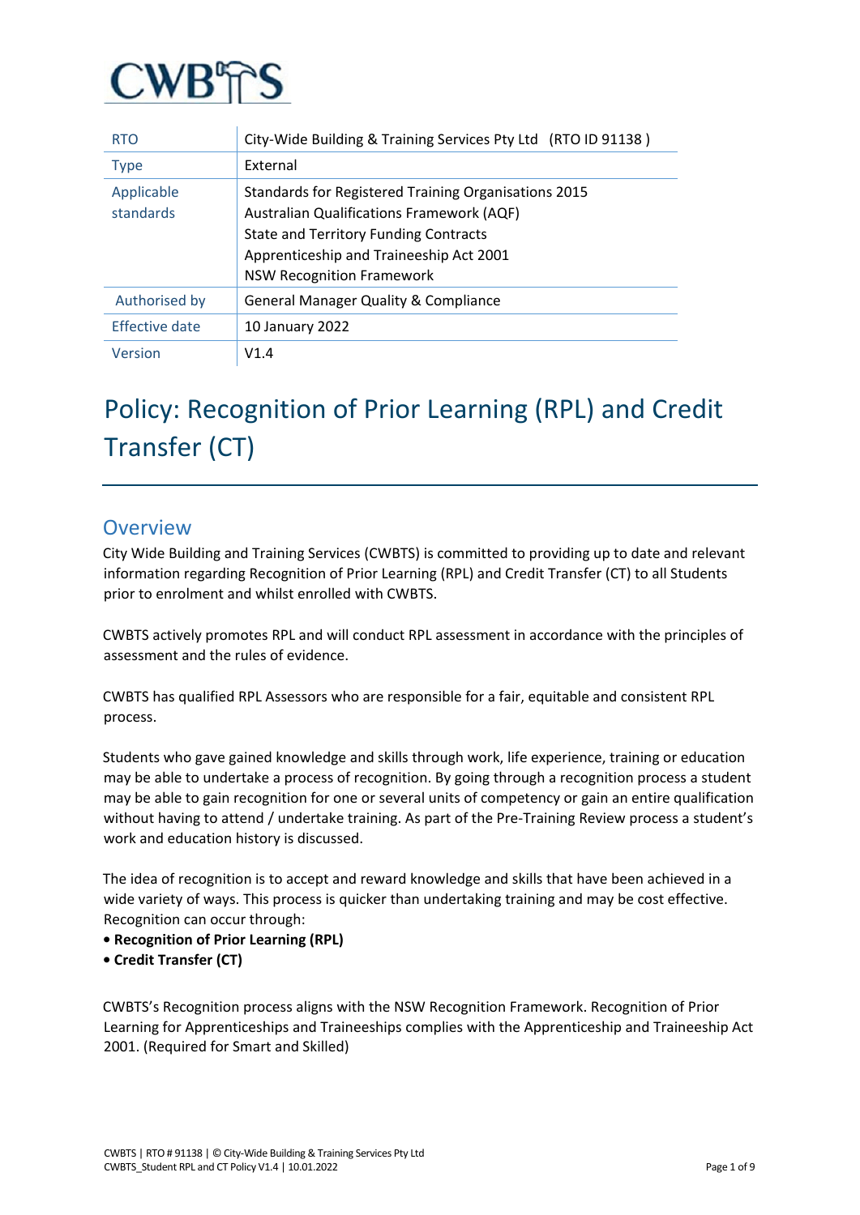CWBTS

| RTO | City-Wide Building & Training Services Pty Ltd (RTO ID 91138 ) |
|---|---|
| Type | External |
| Applicable standards | Standards for Registered Training Organisations 2015<br>Australian Qualifications Framework (AQF)<br>State and Territory Funding Contracts<br>Apprenticeship and Traineeship Act 2001<br>NSW Recognition Framework |
| Authorised by | General Manager Quality & Compliance |
| Effective date | 10 January 2022 |
| Version | V1.4 |

# Policy: Recognition of Prior Learning (RPL) and Credit Transfer (CT)

## Overview

City Wide Building and Training Services (CWBTS) is committed to providing up to date and relevant information regarding Recognition of Prior Learning (RPL) and Credit Transfer (CT) to all Students prior to enrolment and whilst enrolled with CWBTS.

CWBTS actively promotes RPL and will conduct RPL assessment in accordance with the principles of assessment and the rules of evidence.

CWBTS has qualified RPL Assessors who are responsible for a fair, equitable and consistent RPL process.

Students who gave gained knowledge and skills through work, life experience, training or education may be able to undertake a process of recognition. By going through a recognition process a student may be able to gain recognition for one or several units of competency or gain an entire qualification without having to attend / undertake training. As part of the Pre-Training Review process a student's work and education history is discussed.

The idea of recognition is to accept and reward knowledge and skills that have been achieved in a wide variety of ways. This process is quicker than undertaking training and may be cost effective. Recognition can occur through:

- **Recognition of Prior Learning (RPL)**
- **Credit Transfer (CT)**

CWBTS's Recognition process aligns with the NSW Recognition Framework. Recognition of Prior Learning for Apprenticeships and Traineeships complies with the Apprenticeship and Traineeship Act 2001. (Required for Smart and Skilled)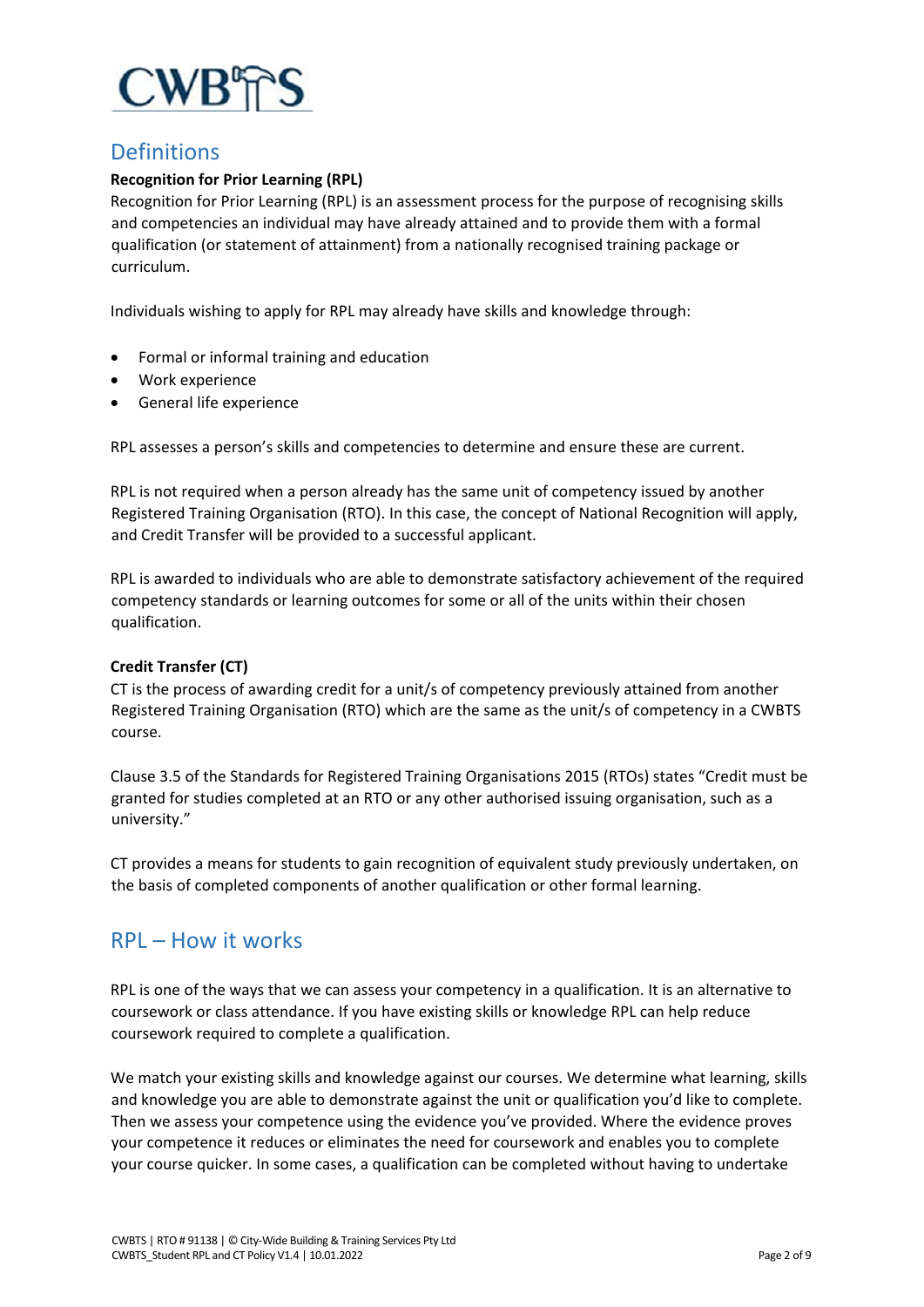## Definitions

**Recognition for Prior Learning (RPL)**

Recognition for Prior Learning (RPL) is an assessment process for the purpose of recognising skills and competencies an individual may have already attained and to provide them with a formal qualification (or statement of attainment) from a nationally recognised training package or curriculum.

Individuals wishing to apply for RPL may already have skills and knowledge through:

- Formal or informal training and education
- Work experience
- General life experience

RPL assesses a person's skills and competencies to determine and ensure these are current.

RPL is not required when a person already has the same unit of competency issued by another Registered Training Organisation (RTO). In this case, the concept of National Recognition will apply, and Credit Transfer will be provided to a successful applicant.

RPL is awarded to individuals who are able to demonstrate satisfactory achievement of the required competency standards or learning outcomes for some or all of the units within their chosen qualification.

**Credit Transfer (CT)**

CT is the process of awarding credit for a unit/s of competency previously attained from another Registered Training Organisation (RTO) which are the same as the unit/s of competency in a CWBTS course.

Clause 3.5 of the Standards for Registered Training Organisations 2015 (RTOs) states "Credit must be granted for studies completed at an RTO or any other authorised issuing organisation, such as a university."

CT provides a means for students to gain recognition of equivalent study previously undertaken, on the basis of completed components of another qualification or other formal learning.

## RPL – How it works

RPL is one of the ways that we can assess your competency in a qualification. It is an alternative to coursework or class attendance. If you have existing skills or knowledge RPL can help reduce coursework required to complete a qualification.

We match your existing skills and knowledge against our courses. We determine what learning, skills and knowledge you are able to demonstrate against the unit or qualification you'd like to complete. Then we assess your competence using the evidence you've provided. Where the evidence proves your competence it reduces or eliminates the need for coursework and enables you to complete your course quicker. In some cases, a qualification can be completed without having to undertake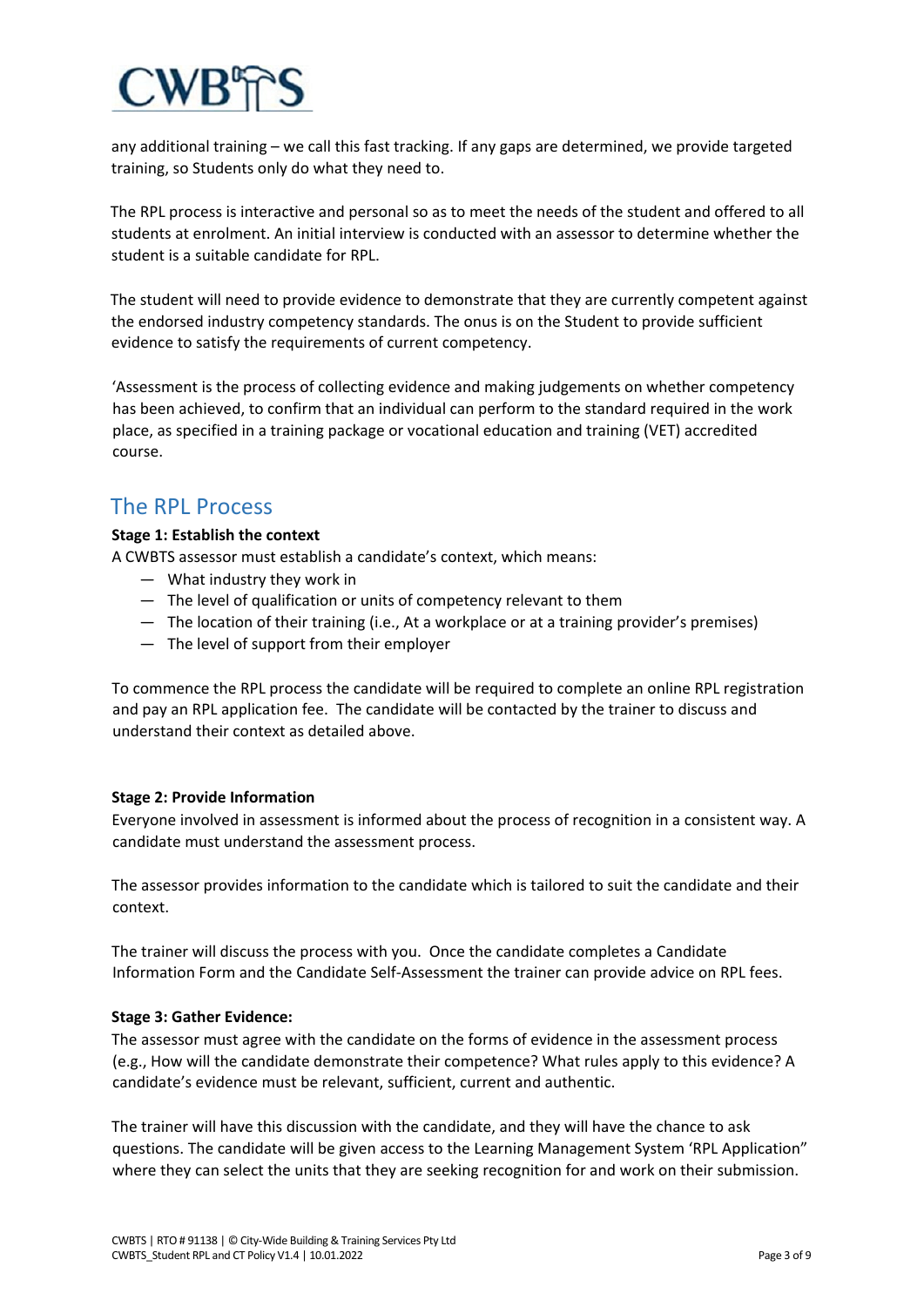any additional training – we call this fast tracking. If any gaps are determined, we provide targeted training, so Students only do what they need to.

The RPL process is interactive and personal so as to meet the needs of the student and offered to all students at enrolment. An initial interview is conducted with an assessor to determine whether the student is a suitable candidate for RPL.

The student will need to provide evidence to demonstrate that they are currently competent against the endorsed industry competency standards. The onus is on the Student to provide sufficient evidence to satisfy the requirements of current competency.

'Assessment is the process of collecting evidence and making judgements on whether competency has been achieved, to confirm that an individual can perform to the standard required in the work place, as specified in a training package or vocational education and training (VET) accredited course.

## The RPL Process

**Stage 1: Establish the context**

A CWBTS assessor must establish a candidate's context, which means:

- What industry they work in
- The level of qualification or units of competency relevant to them
- The location of their training (i.e., At a workplace or at a training provider's premises)
- The level of support from their employer

To commence the RPL process the candidate will be required to complete an online RPL registration and pay an RPL application fee. The candidate will be contacted by the trainer to discuss and understand their context as detailed above.

**Stage 2: Provide Information**

Everyone involved in assessment is informed about the process of recognition in a consistent way. A candidate must understand the assessment process.

The assessor provides information to the candidate which is tailored to suit the candidate and their context.

The trainer will discuss the process with you. Once the candidate completes a Candidate Information Form and the Candidate Self-Assessment the trainer can provide advice on RPL fees.

**Stage 3: Gather Evidence:**

The assessor must agree with the candidate on the forms of evidence in the assessment process (e.g., How will the candidate demonstrate their competence? What rules apply to this evidence? A candidate's evidence must be relevant, sufficient, current and authentic.

The trainer will have this discussion with the candidate, and they will have the chance to ask questions. The candidate will be given access to the Learning Management System 'RPL Application" where they can select the units that they are seeking recognition for and work on their submission.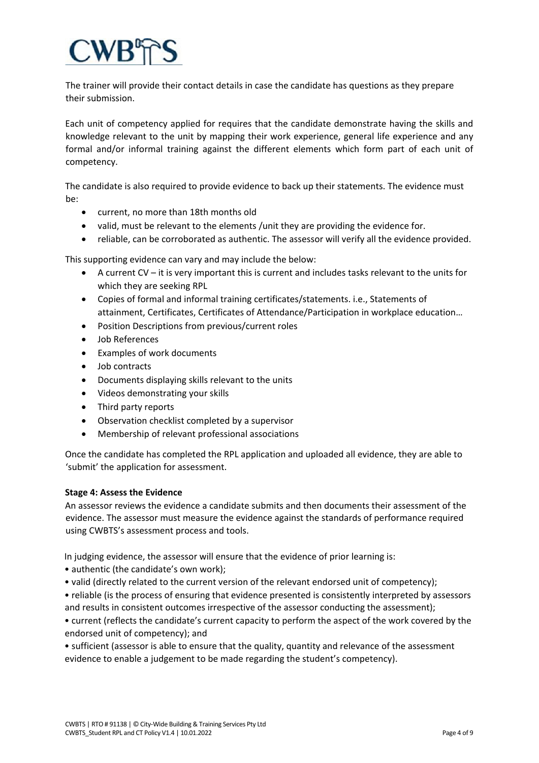The trainer will provide their contact details in case the candidate has questions as they prepare their submission.

Each unit of competency applied for requires that the candidate demonstrate having the skills and knowledge relevant to the unit by mapping their work experience, general life experience and any formal and/or informal training against the different elements which form part of each unit of competency.

The candidate is also required to provide evidence to back up their statements. The evidence must be:

- current, no more than 18th months old
- valid, must be relevant to the elements /unit they are providing the evidence for.
- reliable, can be corroborated as authentic. The assessor will verify all the evidence provided.

This supporting evidence can vary and may include the below:

- A current CV – it is very important this is current and includes tasks relevant to the units for which they are seeking RPL
- Copies of formal and informal training certificates/statements. i.e., Statements of attainment, Certificates, Certificates of Attendance/Participation in workplace education…
- Position Descriptions from previous/current roles
- Job References
- Examples of work documents
- Job contracts
- Documents displaying skills relevant to the units
- Videos demonstrating your skills
- Third party reports
- Observation checklist completed by a supervisor
- Membership of relevant professional associations

Once the candidate has completed the RPL application and uploaded all evidence, they are able to 'submit' the application for assessment.

**Stage 4: Assess the Evidence**

An assessor reviews the evidence a candidate submits and then documents their assessment of the evidence. The assessor must measure the evidence against the standards of performance required using CWBTS's assessment process and tools.

In judging evidence, the assessor will ensure that the evidence of prior learning is:

- authentic (the candidate's own work);
- valid (directly related to the current version of the relevant endorsed unit of competency);
- reliable (is the process of ensuring that evidence presented is consistently interpreted by assessors and results in consistent outcomes irrespective of the assessor conducting the assessment);
- current (reflects the candidate's current capacity to perform the aspect of the work covered by the endorsed unit of competency); and
- sufficient (assessor is able to ensure that the quality, quantity and relevance of the assessment evidence to enable a judgement to be made regarding the student's competency).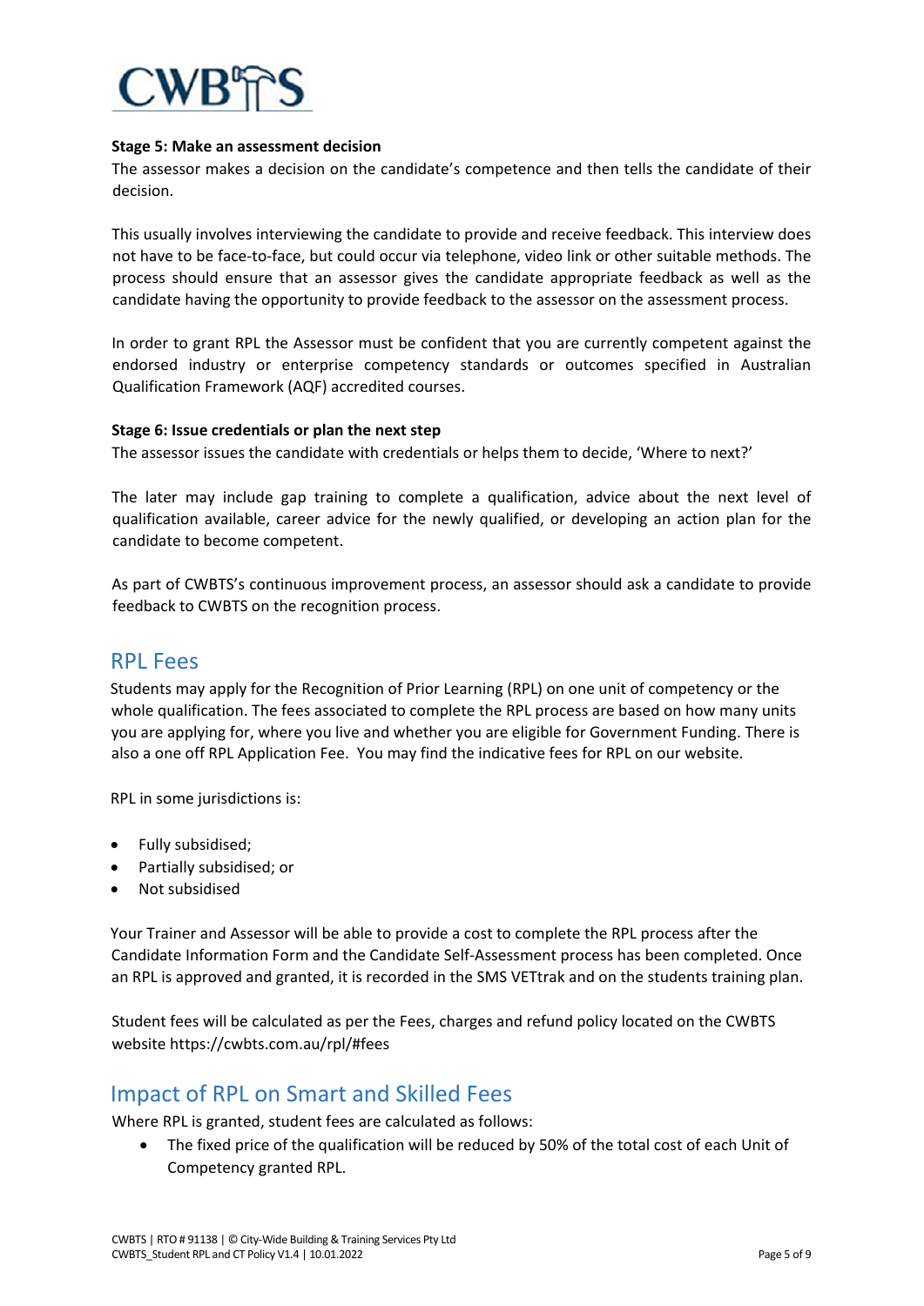**Stage 5: Make an assessment decision**

The assessor makes a decision on the candidate's competence and then tells the candidate of their decision.

This usually involves interviewing the candidate to provide and receive feedback. This interview does not have to be face-to-face, but could occur via telephone, video link or other suitable methods. The process should ensure that an assessor gives the candidate appropriate feedback as well as the candidate having the opportunity to provide feedback to the assessor on the assessment process.

In order to grant RPL the Assessor must be confident that you are currently competent against the endorsed industry or enterprise competency standards or outcomes specified in Australian Qualification Framework (AQF) accredited courses.

**Stage 6: Issue credentials or plan the next step**

The assessor issues the candidate with credentials or helps them to decide, 'Where to next?'

The later may include gap training to complete a qualification, advice about the next level of qualification available, career advice for the newly qualified, or developing an action plan for the candidate to become competent.

As part of CWBTS's continuous improvement process, an assessor should ask a candidate to provide feedback to CWBTS on the recognition process.

## RPL Fees

Students may apply for the Recognition of Prior Learning (RPL) on one unit of competency or the whole qualification. The fees associated to complete the RPL process are based on how many units you are applying for, where you live and whether you are eligible for Government Funding. There is also a one off RPL Application Fee. You may find the indicative fees for RPL on our website.

RPL in some jurisdictions is:

- Fully subsidised;
- Partially subsidised; or
- Not subsidised

Your Trainer and Assessor will be able to provide a cost to complete the RPL process after the Candidate Information Form and the Candidate Self-Assessment process has been completed. Once an RPL is approved and granted, it is recorded in the SMS VETtrak and on the students training plan.

Student fees will be calculated as per the Fees, charges and refund policy located on the CWBTS website https://cwbts.com.au/rpl/#fees

## Impact of RPL on Smart and Skilled Fees

Where RPL is granted, student fees are calculated as follows:

- The fixed price of the qualification will be reduced by 50% of the total cost of each Unit of Competency granted RPL.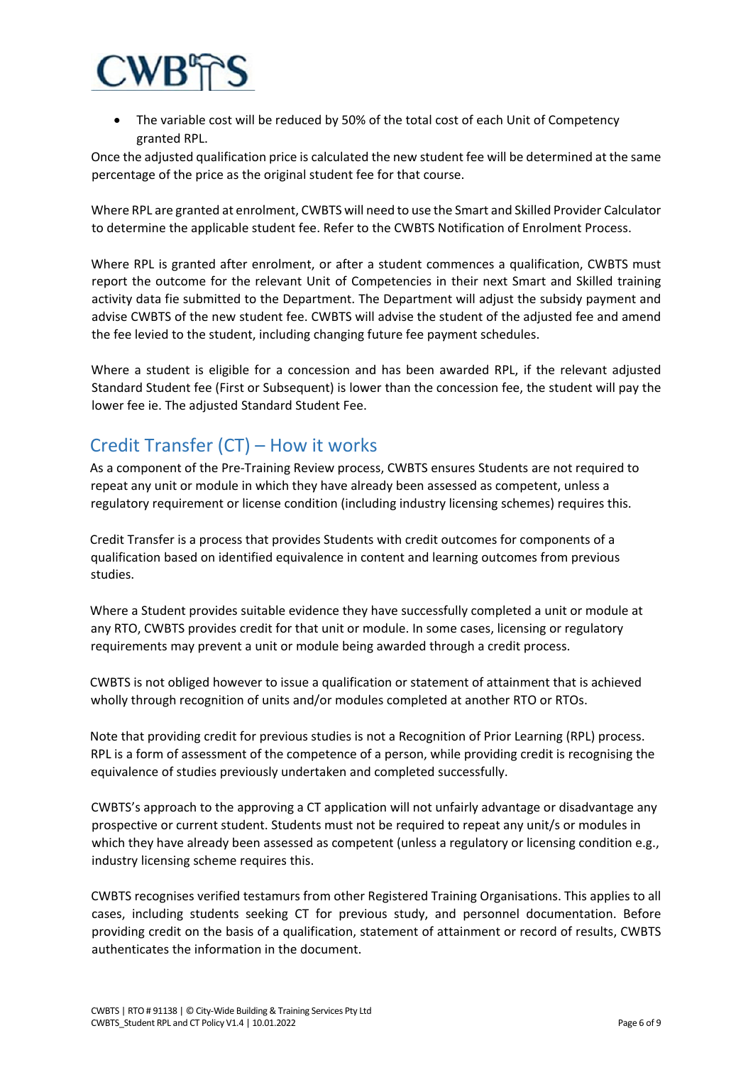- The variable cost will be reduced by 50% of the total cost of each Unit of Competency granted RPL.

Once the adjusted qualification price is calculated the new student fee will be determined at the same percentage of the price as the original student fee for that course.

Where RPL are granted at enrolment, CWBTS will need to use the Smart and Skilled Provider Calculator to determine the applicable student fee. Refer to the CWBTS Notification of Enrolment Process.

Where RPL is granted after enrolment, or after a student commences a qualification, CWBTS must report the outcome for the relevant Unit of Competencies in their next Smart and Skilled training activity data fie submitted to the Department. The Department will adjust the subsidy payment and advise CWBTS of the new student fee. CWBTS will advise the student of the adjusted fee and amend the fee levied to the student, including changing future fee payment schedules.

Where a student is eligible for a concession and has been awarded RPL, if the relevant adjusted Standard Student fee (First or Subsequent) is lower than the concession fee, the student will pay the lower fee ie. The adjusted Standard Student Fee.

## Credit Transfer (CT) – How it works

As a component of the Pre-Training Review process, CWBTS ensures Students are not required to repeat any unit or module in which they have already been assessed as competent, unless a regulatory requirement or license condition (including industry licensing schemes) requires this.

Credit Transfer is a process that provides Students with credit outcomes for components of a qualification based on identified equivalence in content and learning outcomes from previous studies.

Where a Student provides suitable evidence they have successfully completed a unit or module at any RTO, CWBTS provides credit for that unit or module. In some cases, licensing or regulatory requirements may prevent a unit or module being awarded through a credit process.

CWBTS is not obliged however to issue a qualification or statement of attainment that is achieved wholly through recognition of units and/or modules completed at another RTO or RTOs.

Note that providing credit for previous studies is not a Recognition of Prior Learning (RPL) process. RPL is a form of assessment of the competence of a person, while providing credit is recognising the equivalence of studies previously undertaken and completed successfully.

CWBTS's approach to the approving a CT application will not unfairly advantage or disadvantage any prospective or current student. Students must not be required to repeat any unit/s or modules in which they have already been assessed as competent (unless a regulatory or licensing condition e.g., industry licensing scheme requires this.

CWBTS recognises verified testamurs from other Registered Training Organisations. This applies to all cases, including students seeking CT for previous study, and personnel documentation. Before providing credit on the basis of a qualification, statement of attainment or record of results, CWBTS authenticates the information in the document.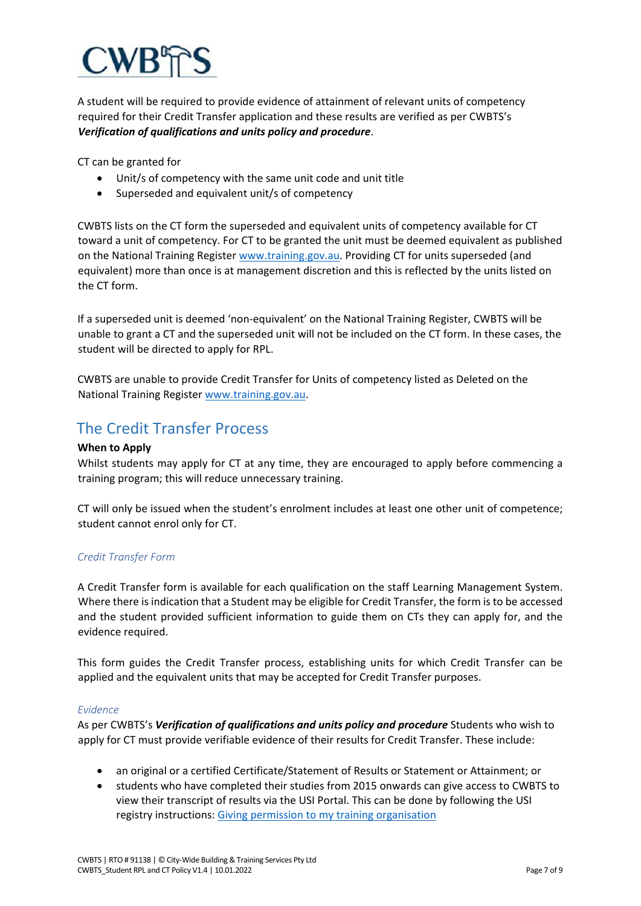A student will be required to provide evidence of attainment of relevant units of competency required for their Credit Transfer application and these results are verified as per CWBTS's ***Verification of qualifications and units policy and procedure***.

CT can be granted for

- Unit/s of competency with the same unit code and unit title
- Superseded and equivalent unit/s of competency

CWBTS lists on the CT form the superseded and equivalent units of competency available for CT toward a unit of competency. For CT to be granted the unit must be deemed equivalent as published on the National Training Register [www.training.gov.au](www.training.gov.au). Providing CT for units superseded (and equivalent) more than once is at management discretion and this is reflected by the units listed on the CT form.

If a superseded unit is deemed 'non-equivalent' on the National Training Register, CWBTS will be unable to grant a CT and the superseded unit will not be included on the CT form. In these cases, the student will be directed to apply for RPL.

CWBTS are unable to provide Credit Transfer for Units of competency listed as Deleted on the National Training Register [www.training.gov.au](www.training.gov.au).

## The Credit Transfer Process

**When to Apply**

Whilst students may apply for CT at any time, they are encouraged to apply before commencing a training program; this will reduce unnecessary training.

CT will only be issued when the student's enrolment includes at least one other unit of competence; student cannot enrol only for CT.

### *Credit Transfer Form*

A Credit Transfer form is available for each qualification on the staff Learning Management System. Where there is indication that a Student may be eligible for Credit Transfer, the form is to be accessed and the student provided sufficient information to guide them on CTs they can apply for, and the evidence required.

This form guides the Credit Transfer process, establishing units for which Credit Transfer can be applied and the equivalent units that may be accepted for Credit Transfer purposes.

### *Evidence*

As per CWBTS's ***Verification of qualifications and units policy and procedure*** Students who wish to apply for CT must provide verifiable evidence of their results for Credit Transfer. These include:

- an original or a certified Certificate/Statement of Results or Statement or Attainment; or
- students who have completed their studies from 2015 onwards can give access to CWBTS to view their transcript of results via the USI Portal. This can be done by following the USI registry instructions: Giving permission to my training organisation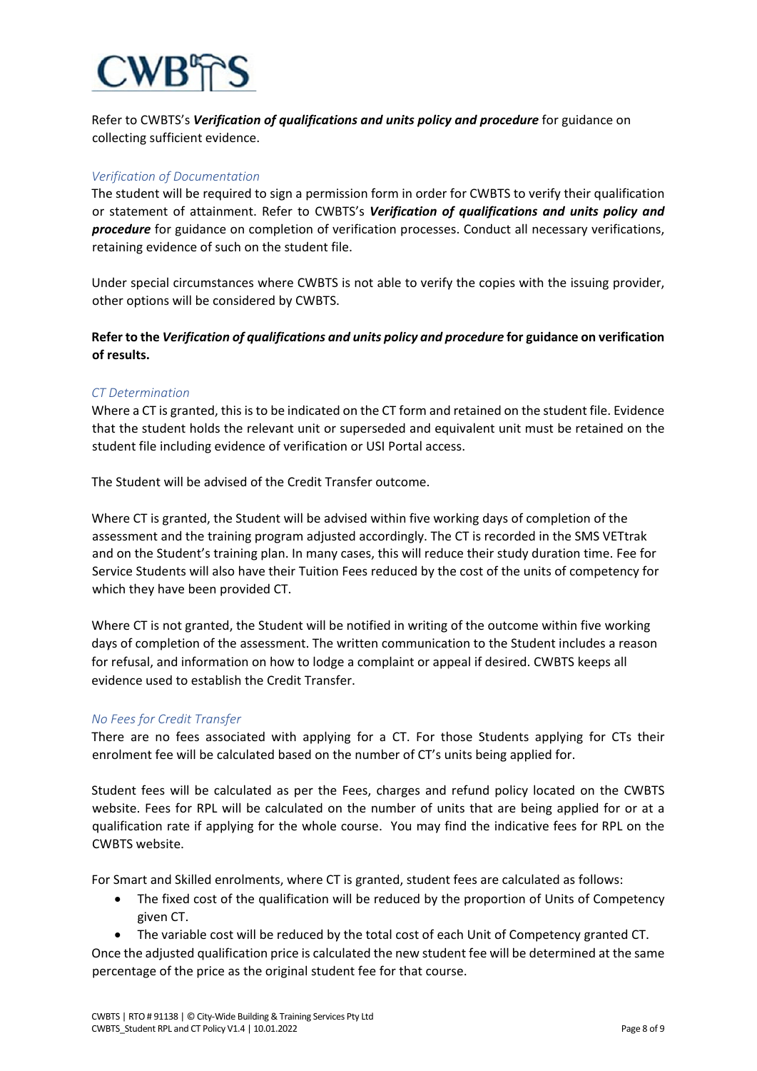Refer to CWBTS's ***Verification of qualifications and units policy and procedure*** for guidance on collecting sufficient evidence.

### *Verification of Documentation*

The student will be required to sign a permission form in order for CWBTS to verify their qualification or statement of attainment. Refer to CWBTS's ***Verification of qualifications and units policy and procedure*** for guidance on completion of verification processes. Conduct all necessary verifications, retaining evidence of such on the student file.

Under special circumstances where CWBTS is not able to verify the copies with the issuing provider, other options will be considered by CWBTS.

**Refer to the *Verification of qualifications and units policy and procedure* for guidance on verification of results.**

### *CT Determination*

Where a CT is granted, this is to be indicated on the CT form and retained on the student file. Evidence that the student holds the relevant unit or superseded and equivalent unit must be retained on the student file including evidence of verification or USI Portal access.

The Student will be advised of the Credit Transfer outcome.

Where CT is granted, the Student will be advised within five working days of completion of the assessment and the training program adjusted accordingly. The CT is recorded in the SMS VETtrak and on the Student's training plan. In many cases, this will reduce their study duration time. Fee for Service Students will also have their Tuition Fees reduced by the cost of the units of competency for which they have been provided CT.

Where CT is not granted, the Student will be notified in writing of the outcome within five working days of completion of the assessment. The written communication to the Student includes a reason for refusal, and information on how to lodge a complaint or appeal if desired. CWBTS keeps all evidence used to establish the Credit Transfer.

### *No Fees for Credit Transfer*

There are no fees associated with applying for a CT. For those Students applying for CTs their enrolment fee will be calculated based on the number of CT's units being applied for.

Student fees will be calculated as per the Fees, charges and refund policy located on the CWBTS website. Fees for RPL will be calculated on the number of units that are being applied for or at a qualification rate if applying for the whole course. You may find the indicative fees for RPL on the CWBTS website.

For Smart and Skilled enrolments, where CT is granted, student fees are calculated as follows:

- The fixed cost of the qualification will be reduced by the proportion of Units of Competency given CT.
- The variable cost will be reduced by the total cost of each Unit of Competency granted CT.

Once the adjusted qualification price is calculated the new student fee will be determined at the same percentage of the price as the original student fee for that course.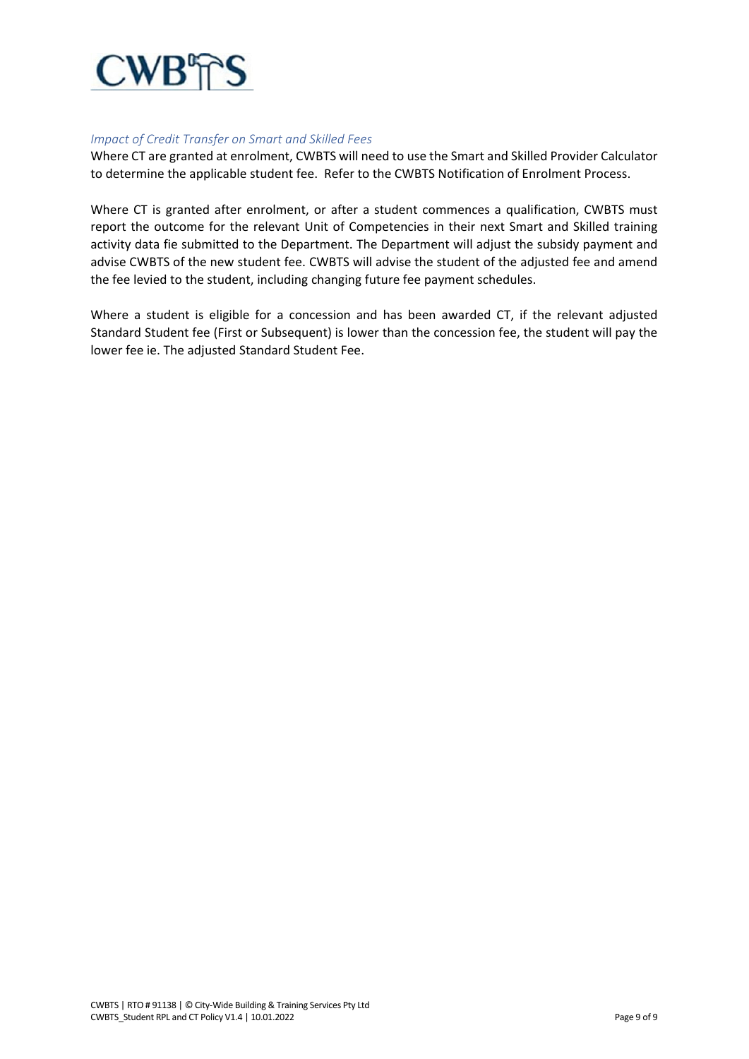*Impact of Credit Transfer on Smart and Skilled Fees*

Where CT are granted at enrolment, CWBTS will need to use the Smart and Skilled Provider Calculator to determine the applicable student fee. Refer to the CWBTS Notification of Enrolment Process.

Where CT is granted after enrolment, or after a student commences a qualification, CWBTS must report the outcome for the relevant Unit of Competencies in their next Smart and Skilled training activity data fie submitted to the Department. The Department will adjust the subsidy payment and advise CWBTS of the new student fee. CWBTS will advise the student of the adjusted fee and amend the fee levied to the student, including changing future fee payment schedules.

Where a student is eligible for a concession and has been awarded CT, if the relevant adjusted Standard Student fee (First or Subsequent) is lower than the concession fee, the student will pay the lower fee ie. The adjusted Standard Student Fee.